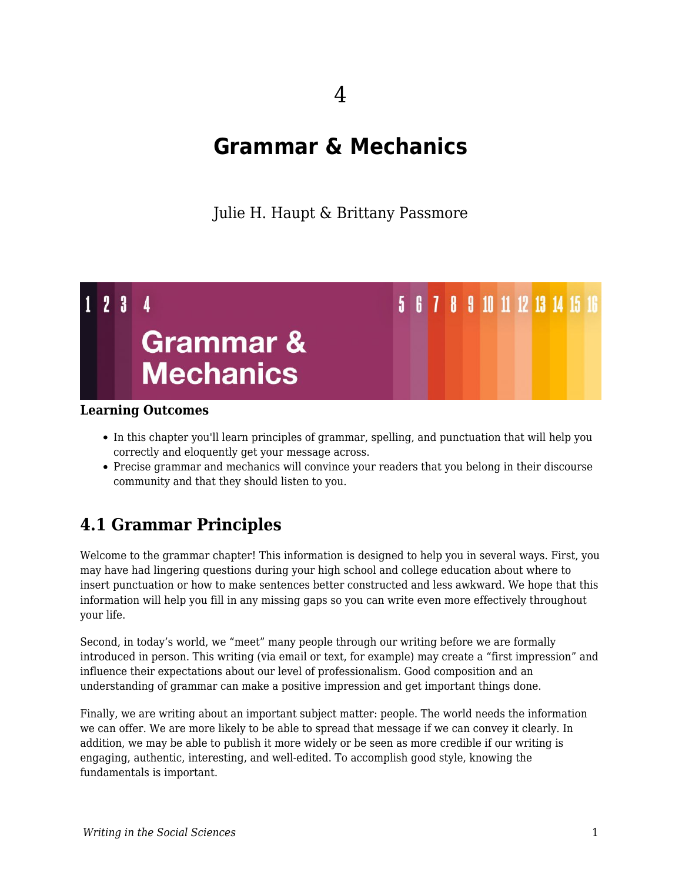4

# Grammar & Mechanics

Julie H. Haupt & Brittany Passmore

**Learning Outcomes**

- In this chapter you'll learn principles of grammar, spelling, and punctuation that will help you correctly and eloquently get your message across.
- Precise grammar and mechanics will convince your readers that you belong in their discourse community and that they should listen to you.

## 4.1 Grammar Principles

Welcome to the grammar chapter! This information is designed to help you in several ways. First, you may have had lingering questions during your high school and college education about where to insert punctuation or how to make sentences better constructed and less awkward. We hope that this information will help you fill in any missing gaps so you can write even more effectively throughout your life.

Second, in today's world, we "meet" many people through our writing before we are formally introduced in person. This writing (via email or text, for example) may create a "first impression" and influence their expectations about our level of professionalism. Good composition and an understanding of grammar can make a positive impression and get important things done.

Finally, we are writing about an important subject matter: people. The world needs the information we can offer. We are more likely to be able to spread that message if we can convey it clearly. In addition, we may be able to publish it more widely or be seen as more credible if our writing is engaging, authentic, interesting, and well-edited. To accomplish good style, knowing the fundamentals is important.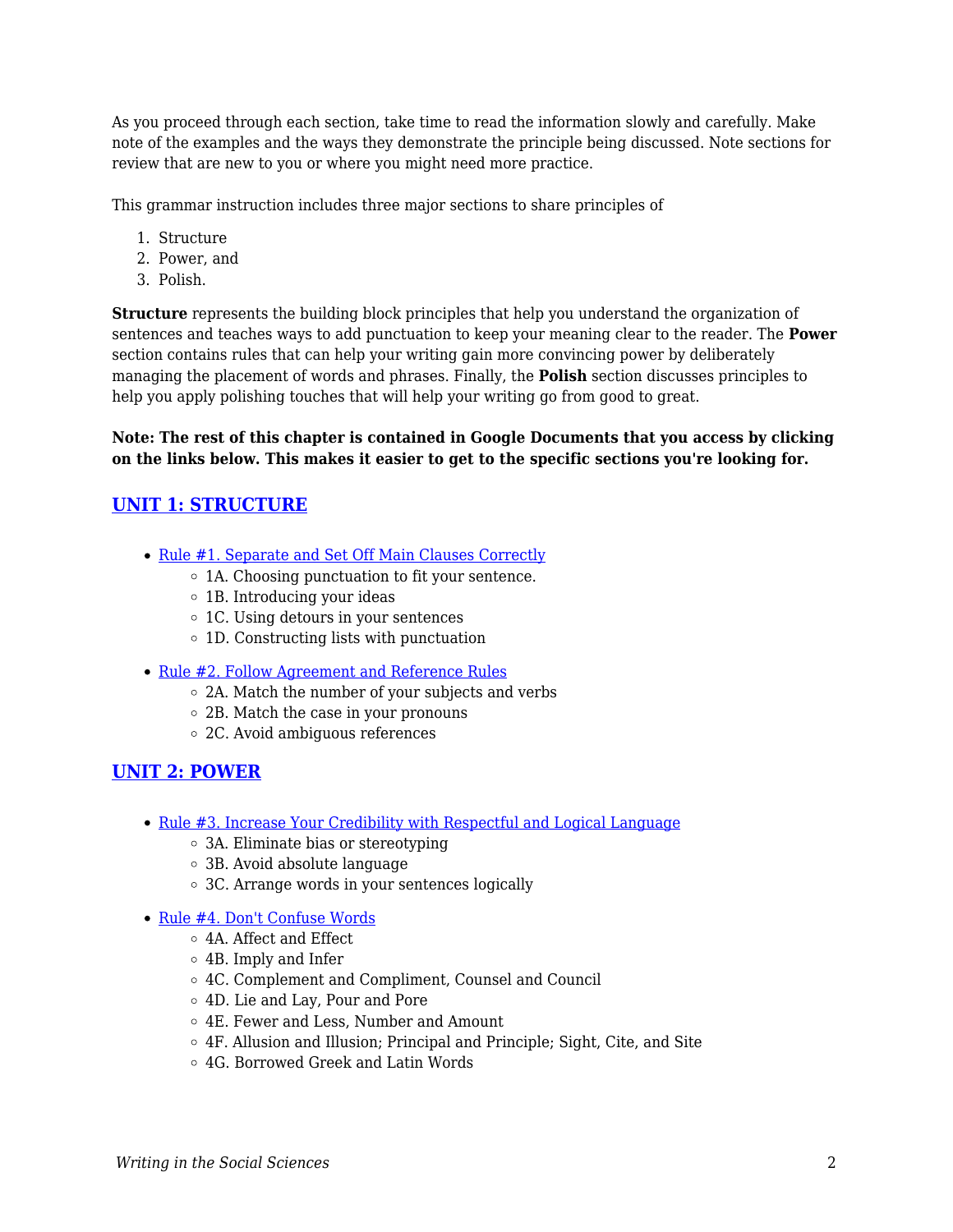As you proceed through each section, take time to read the information slowly and carefully. Make note of the examples and the ways they demonstrate the principle being discussed. Note sections for review that are new to you or where you might need more practice.

This grammar instruction includes three major sections to share principles of

1. Structure
2. Power, and
3. Polish.

**Structure** represents the building block principles that help you understand the organization of sentences and teaches ways to add punctuation to keep your meaning clear to the reader. The **Power** section contains rules that can help your writing gain more convincing power by deliberately managing the placement of words and phrases. Finally, the **Polish** section discusses principles to help you apply polishing touches that will help your writing go from good to great.

**Note: The rest of this chapter is contained in Google Documents that you access by clicking on the links below. This makes it easier to get to the specific sections you're looking for.**

## UNIT 1: STRUCTURE

- Rule #1. Separate and Set Off Main Clauses Correctly
  - 1A. Choosing punctuation to fit your sentence.
  - 1B. Introducing your ideas
  - 1C. Using detours in your sentences
  - 1D. Constructing lists with punctuation
- Rule #2. Follow Agreement and Reference Rules
  - 2A. Match the number of your subjects and verbs
  - 2B. Match the case in your pronouns
  - 2C. Avoid ambiguous references

## UNIT 2: POWER

- Rule #3. Increase Your Credibility with Respectful and Logical Language
  - 3A. Eliminate bias or stereotyping
  - 3B. Avoid absolute language
  - 3C. Arrange words in your sentences logically
- Rule #4. Don't Confuse Words
  - 4A. Affect and Effect
  - 4B. Imply and Infer
  - 4C. Complement and Compliment, Counsel and Council
  - 4D. Lie and Lay, Pour and Pore
  - 4E. Fewer and Less, Number and Amount
  - 4F. Allusion and Illusion; Principal and Principle; Sight, Cite, and Site
  - 4G. Borrowed Greek and Latin Words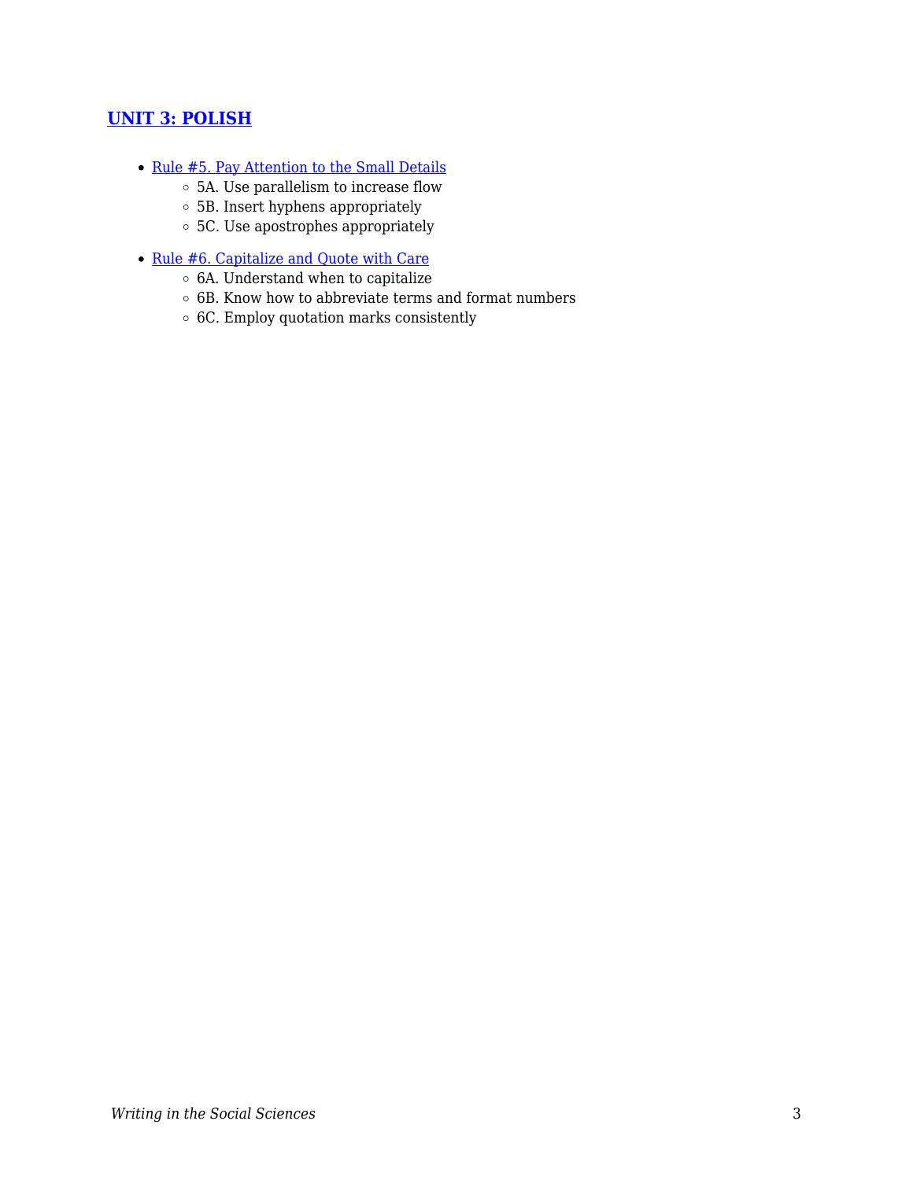## UNIT 3: POLISH

- Rule #5. Pay Attention to the Small Details
    - 5A. Use parallelism to increase flow
    - 5B. Insert hyphens appropriately
    - 5C. Use apostrophes appropriately
- Rule #6. Capitalize and Quote with Care
    - 6A. Understand when to capitalize
    - 6B. Know how to abbreviate terms and format numbers
    - 6C. Employ quotation marks consistently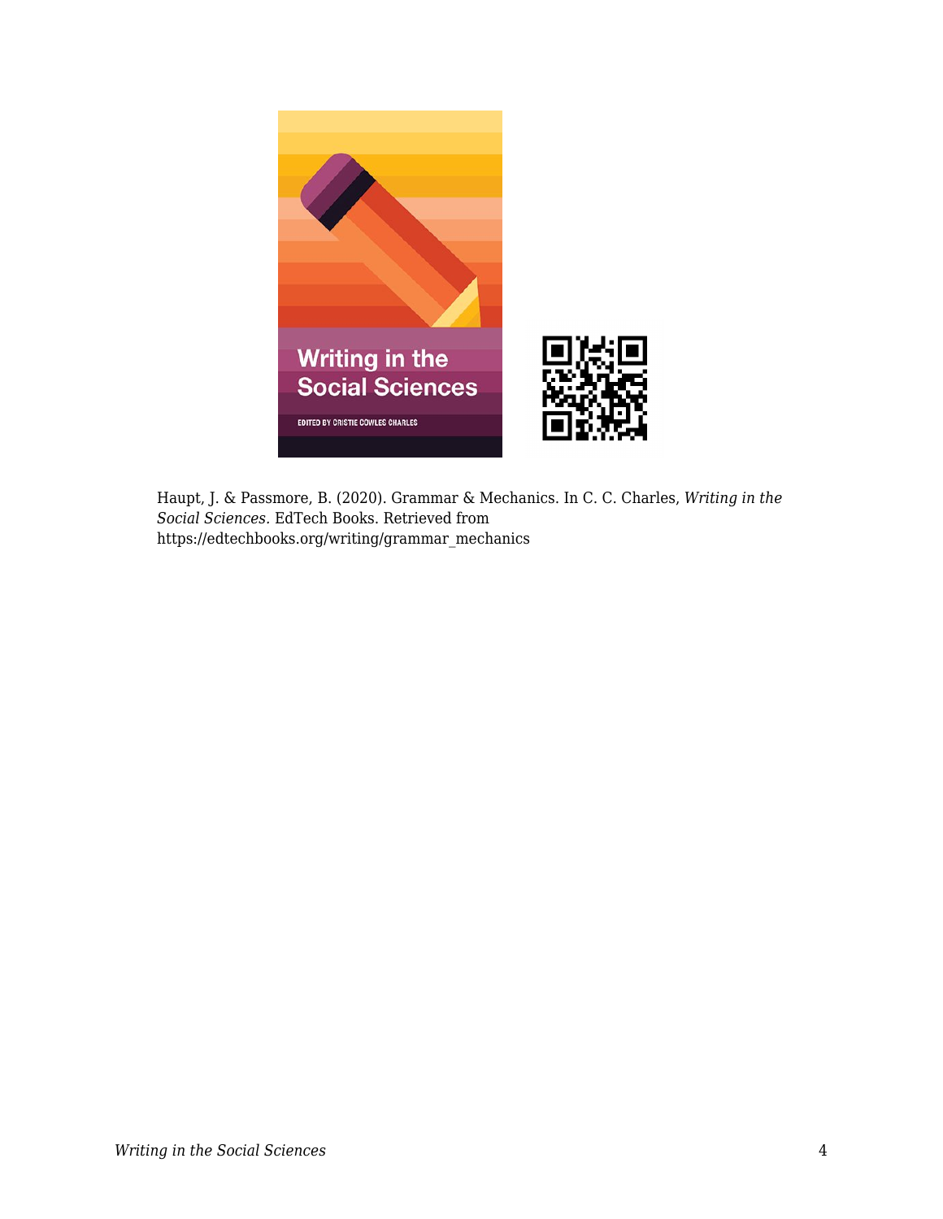Haupt, J. & Passmore, B. (2020). Grammar & Mechanics. In C. C. Charles, *Writing in the Social Sciences*. EdTech Books. Retrieved from https://edtechbooks.org/writing/grammar_mechanics